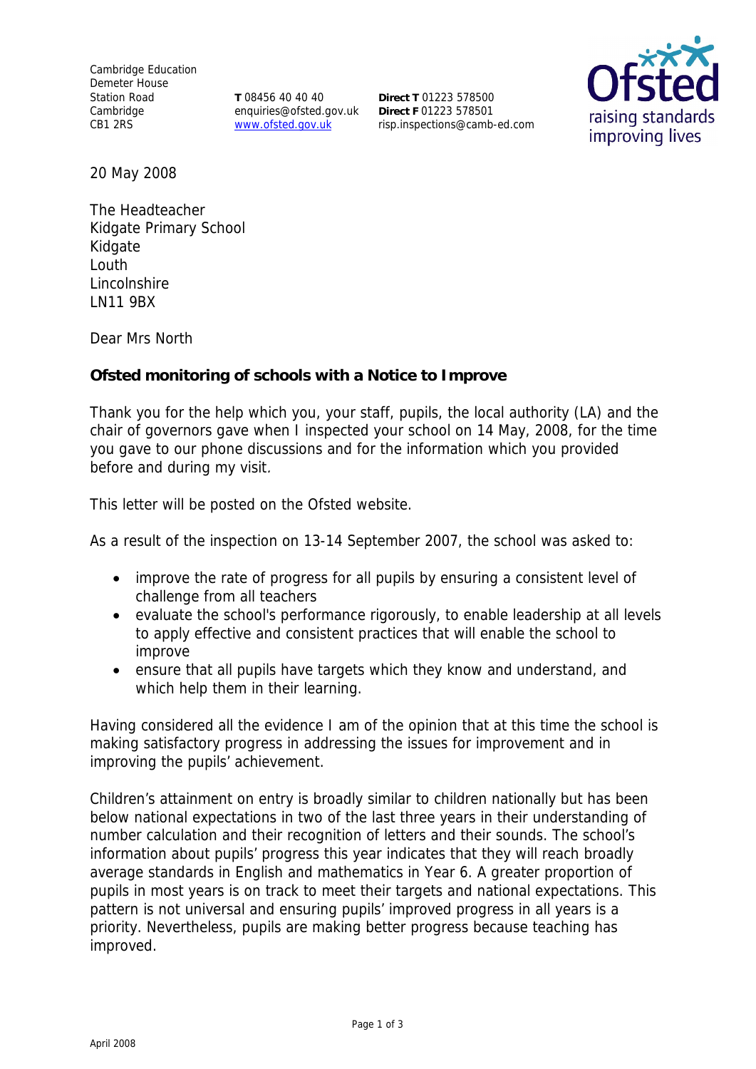Cambridge Education
Demeter House
Station Road
Cambridge
CB1 2RS

**T** 08456 40 40 40
enquiries@ofsted.gov.uk
www.ofsted.gov.uk

**Direct T** 01223 578500
**Direct F** 01223 578501
risp.inspections@camb-ed.com

20 May 2008

The Headteacher
Kidgate Primary School
Kidgate
Louth
Lincolnshire
LN11 9BX

Dear Mrs North

**Ofsted monitoring of schools with a Notice to Improve**

Thank you for the help which you, your staff, pupils, the local authority (LA) and the chair of governors gave when I inspected your school on 14 May, 2008, for the time you gave to our phone discussions and for the information which you provided before and during my visit.

This letter will be posted on the Ofsted website.

As a result of the inspection on 13-14 September 2007, the school was asked to:

- improve the rate of progress for all pupils by ensuring a consistent level of challenge from all teachers
- evaluate the school's performance rigorously, to enable leadership at all levels to apply effective and consistent practices that will enable the school to improve
- ensure that all pupils have targets which they know and understand, and which help them in their learning.

Having considered all the evidence I am of the opinion that at this time the school is making satisfactory progress in addressing the issues for improvement and in improving the pupils' achievement.

Children's attainment on entry is broadly similar to children nationally but has been below national expectations in two of the last three years in their understanding of number calculation and their recognition of letters and their sounds. The school's information about pupils' progress this year indicates that they will reach broadly average standards in English and mathematics in Year 6. A greater proportion of pupils in most years is on track to meet their targets and national expectations. This pattern is not universal and ensuring pupils' improved progress in all years is a priority. Nevertheless, pupils are making better progress because teaching has improved.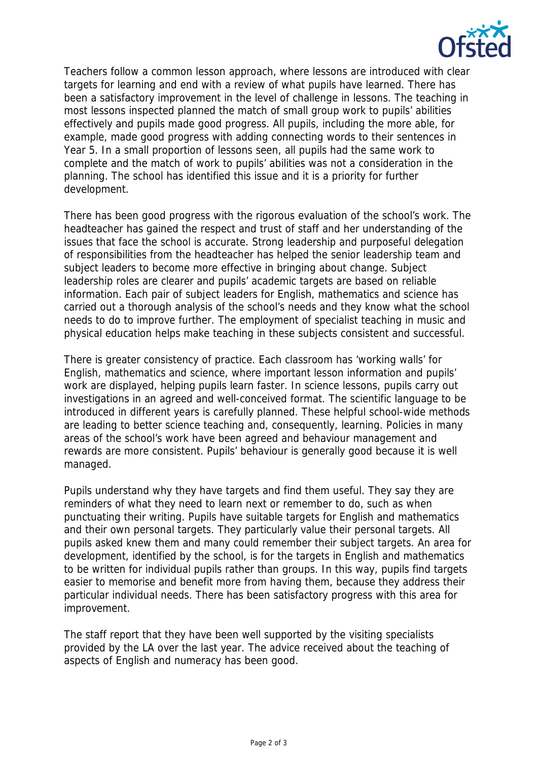Teachers follow a common lesson approach, where lessons are introduced with clear targets for learning and end with a review of what pupils have learned. There has been a satisfactory improvement in the level of challenge in lessons. The teaching in most lessons inspected planned the match of small group work to pupils' abilities effectively and pupils made good progress. All pupils, including the more able, for example, made good progress with adding connecting words to their sentences in Year 5. In a small proportion of lessons seen, all pupils had the same work to complete and the match of work to pupils' abilities was not a consideration in the planning. The school has identified this issue and it is a priority for further development.

There has been good progress with the rigorous evaluation of the school's work. The headteacher has gained the respect and trust of staff and her understanding of the issues that face the school is accurate. Strong leadership and purposeful delegation of responsibilities from the headteacher has helped the senior leadership team and subject leaders to become more effective in bringing about change. Subject leadership roles are clearer and pupils' academic targets are based on reliable information. Each pair of subject leaders for English, mathematics and science has carried out a thorough analysis of the school's needs and they know what the school needs to do to improve further. The employment of specialist teaching in music and physical education helps make teaching in these subjects consistent and successful.

There is greater consistency of practice. Each classroom has 'working walls' for English, mathematics and science, where important lesson information and pupils' work are displayed, helping pupils learn faster. In science lessons, pupils carry out investigations in an agreed and well-conceived format. The scientific language to be introduced in different years is carefully planned. These helpful school-wide methods are leading to better science teaching and, consequently, learning. Policies in many areas of the school's work have been agreed and behaviour management and rewards are more consistent. Pupils' behaviour is generally good because it is well managed.

Pupils understand why they have targets and find them useful. They say they are reminders of what they need to learn next or remember to do, such as when punctuating their writing. Pupils have suitable targets for English and mathematics and their own personal targets. They particularly value their personal targets. All pupils asked knew them and many could remember their subject targets. An area for development, identified by the school, is for the targets in English and mathematics to be written for individual pupils rather than groups. In this way, pupils find targets easier to memorise and benefit more from having them, because they address their particular individual needs. There has been satisfactory progress with this area for improvement.

The staff report that they have been well supported by the visiting specialists provided by the LA over the last year. The advice received about the teaching of aspects of English and numeracy has been good.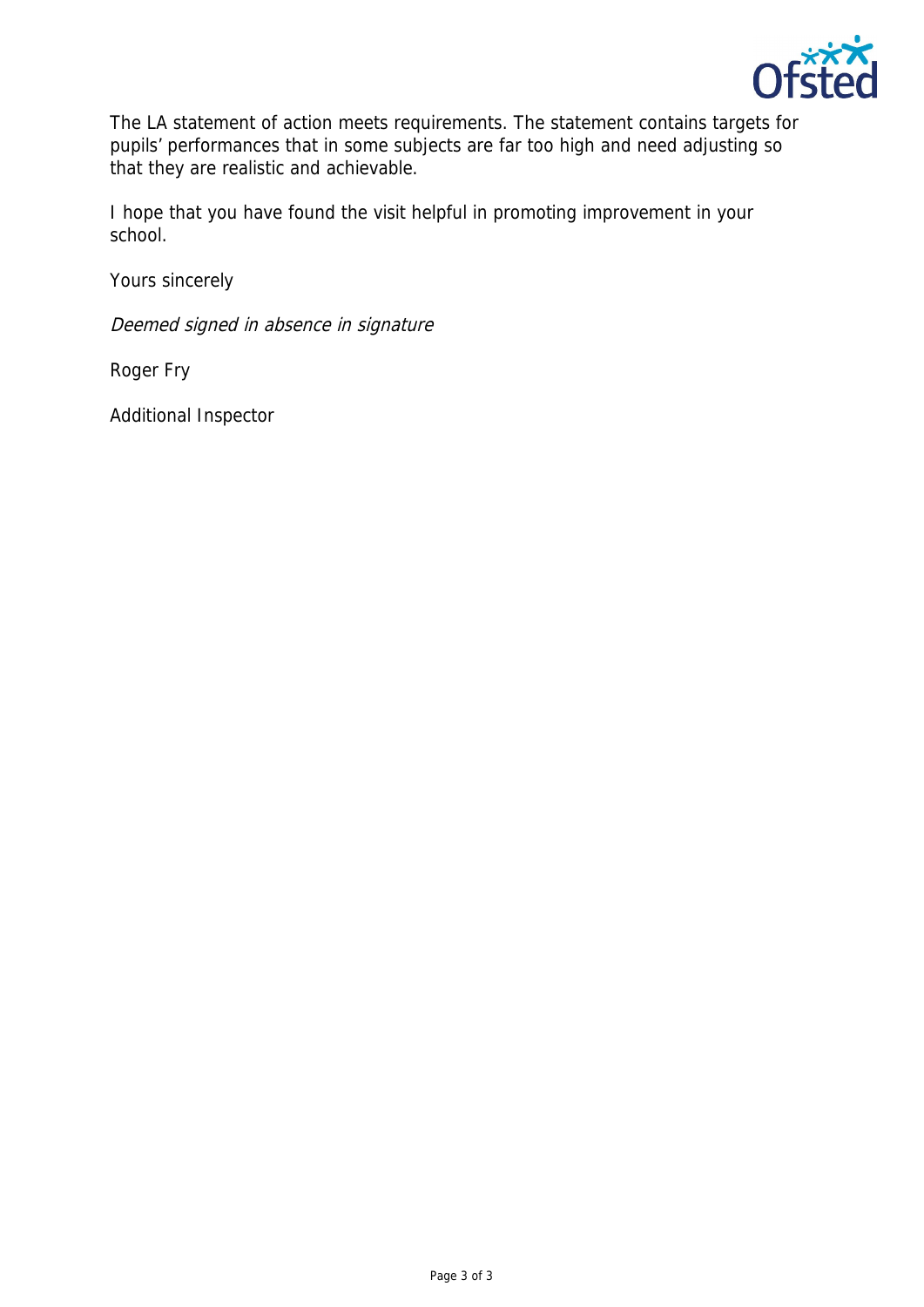The LA statement of action meets requirements. The statement contains targets for pupils' performances that in some subjects are far too high and need adjusting so that they are realistic and achievable.

I hope that you have found the visit helpful in promoting improvement in your school.

Yours sincerely

*Deemed signed in absence in signature*

Roger Fry

Additional Inspector